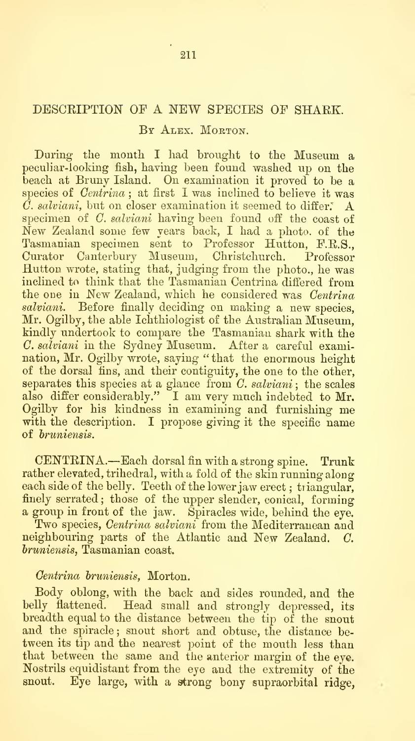# DESCRIPTION OF A NEW SPECIES OF SHARK.

By Alex. Morton.

During the month I had brought to the Museum a peculiar-looking fish, having been found washed up on the beach at Bruny Island. On examination it proved to be a species of *Centrina*; at first I was inclined to believe it was *C. salviani*, but on closer examination it seemed to differ. A specimen of *C. salviani* having been found off the coast of New Zealand some few years back, I had a photo. of the Tasmanian specimen sent to Professor Hutton, F.R.S., Curator Canterbury Museum, Christchurch. Professor Hutton wrote, stating that, judging from the photo., he was inclined to think that the Tasmanian Centrina differed from the one in New Zealand, which he considered was *Centrina salviani*. Before finally deciding on making a new species, Mr. Ogilby, the able Ichthiologist of the Australian Museum, kindly undertook to compare the Tasmanian shark with the *C. salviani* in the Sydney Museum. After a careful examination, Mr. Ogilby wrote, saying "that the enormous height of the dorsal fins, and their contiguity, the one to the other, separates this species at a glance from *C. salviani*; the scales also differ considerably." I am very much indebted to Mr. Ogilby for his kindness in examining and furnishing me with the description. I propose giving it the specific name of *bruniensis*.

CENTRINA.—Each dorsal fin with a strong spine. Trunk rather elevated, trihedral, with a fold of the skin running along each side of the belly. Teeth of the lower jaw erect; triangular, finely serrated; those of the upper slender, conical, forming a group in front of the jaw. Spiracles wide, behind the eye.

Two species, *Centrina salviani* from the Mediterranean and neighbouring parts of the Atlantic and New Zealand. *C. bruniensis*, Tasmanian coast.

*Centrina bruniensis*, Morton.

Body oblong, with the back and sides rounded, and the belly flattened. Head small and strongly depressed, its breadth equal to the distance between the tip of the snout and the spiracle; snout short and obtuse, the distance between its tip and the nearest point of the mouth less than that between the same and the anterior margin of the eye. Nostrils equidistant from the eye and the extremity of the snout. Eye large, with a strong bony supraorbital ridge,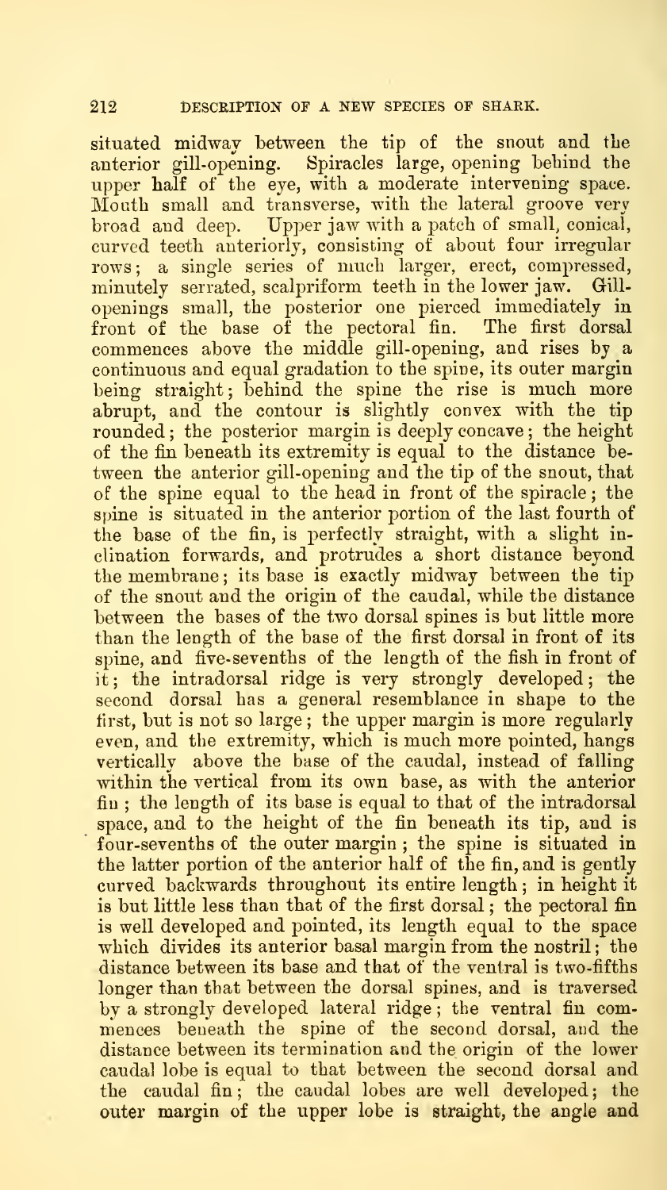situated midway between the tip of the snout and the anterior gill-opening. Spiracles large, opening behind the upper half of the eye, with a moderate intervening space. Mouth small and transverse, with the lateral groove very broad and deep. Upper jaw with a patch of small, conical, curved teeth anteriorly, consisting of about four irregular rows; a single series of much larger, erect, compressed, minutely serrated, scalpriform teeth in the lower jaw. Gill-openings small, the posterior one pierced immediately in front of the base of the pectoral fin. The first dorsal commences above the middle gill-opening, and rises by a continuous and equal gradation to the spine, its outer margin being straight; behind the spine the rise is much more abrupt, and the contour is slightly convex with the tip rounded; the posterior margin is deeply concave; the height of the fin beneath its extremity is equal to the distance between the anterior gill-opening and the tip of the snout, that of the spine equal to the head in front of the spiracle; the spine is situated in the anterior portion of the last fourth of the base of the fin, is perfectly straight, with a slight inclination forwards, and protrudes a short distance beyond the membrane; its base is exactly midway between the tip of the snout and the origin of the caudal, while the distance between the bases of the two dorsal spines is but little more than the length of the base of the first dorsal in front of its spine, and five-sevenths of the length of the fish in front of it; the intradorsal ridge is very strongly developed; the second dorsal has a general resemblance in shape to the first, but is not so large; the upper margin is more regularly even, and the extremity, which is much more pointed, hangs vertically above the base of the caudal, instead of falling within the vertical from its own base, as with the anterior fin; the length of its base is equal to that of the intradorsal space, and to the height of the fin beneath its tip, and is four-sevenths of the outer margin; the spine is situated in the latter portion of the anterior half of the fin, and is gently curved backwards throughout its entire length; in height it is but little less than that of the first dorsal; the pectoral fin is well developed and pointed, its length equal to the space which divides its anterior basal margin from the nostril; the distance between its base and that of the ventral is two-fifths longer than that between the dorsal spines, and is traversed by a strongly developed lateral ridge; the ventral fin commences beneath the spine of the second dorsal, and the distance between its termination and the origin of the lower caudal lobe is equal to that between the second dorsal and the caudal fin; the caudal lobes are well developed; the outer margin of the upper lobe is straight, the angle and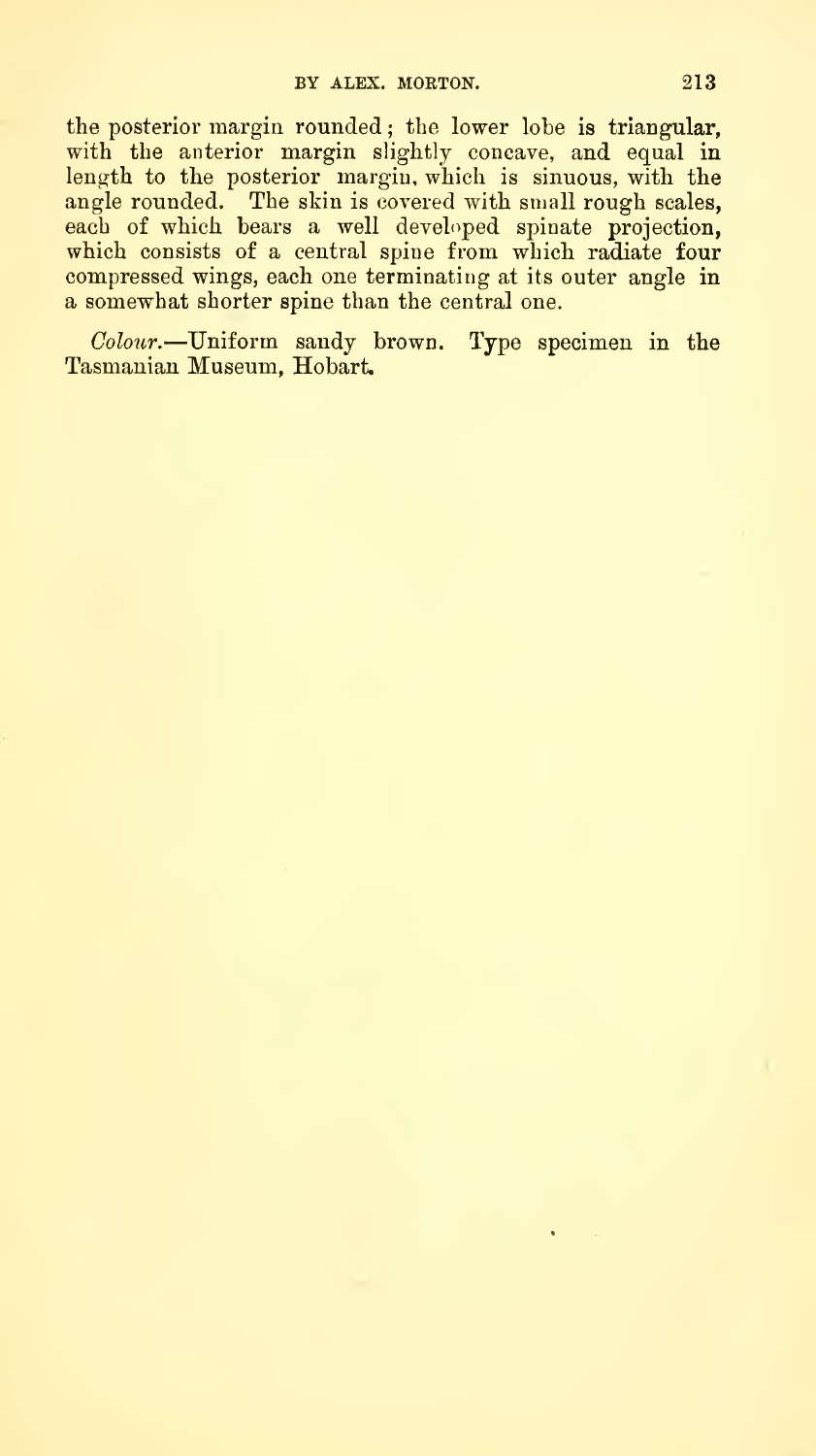the posterior margin rounded; the lower lobe is triangular, with the anterior margin slightly concave, and equal in length to the posterior margin, which is sinuous, with the angle rounded. The skin is covered with small rough scales, each of which bears a well developed spinate projection, which consists of a central spine from which radiate four compressed wings, each one terminating at its outer angle in a somewhat shorter spine than the central one.

*Colour.*—Uniform sandy brown. Type specimen in the Tasmanian Museum, Hobart.